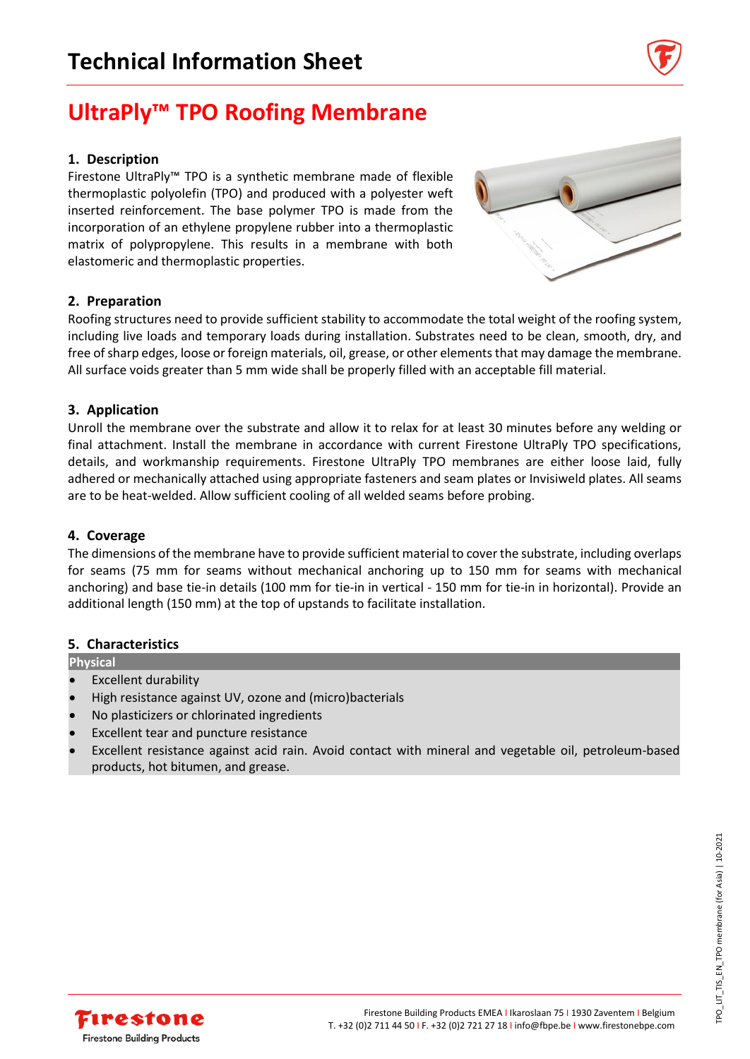# Technical Information Sheet

# UltraPly™ TPO Roofing Membrane

## 1. Description

Firestone UltraPly™ TPO is a synthetic membrane made of flexible thermoplastic polyolefin (TPO) and produced with a polyester weft inserted reinforcement. The base polymer TPO is made from the incorporation of an ethylene propylene rubber into a thermoplastic matrix of polypropylene. This results in a membrane with both elastomeric and thermoplastic properties.

## 2. Preparation

Roofing structures need to provide sufficient stability to accommodate the total weight of the roofing system, including live loads and temporary loads during installation. Substrates need to be clean, smooth, dry, and free of sharp edges, loose or foreign materials, oil, grease, or other elements that may damage the membrane. All surface voids greater than 5 mm wide shall be properly filled with an acceptable fill material.

## 3. Application

Unroll the membrane over the substrate and allow it to relax for at least 30 minutes before any welding or final attachment. Install the membrane in accordance with current Firestone UltraPly TPO specifications, details, and workmanship requirements. Firestone UltraPly TPO membranes are either loose laid, fully adhered or mechanically attached using appropriate fasteners and seam plates or Invisiweld plates. All seams are to be heat-welded. Allow sufficient cooling of all welded seams before probing.

## 4. Coverage

The dimensions of the membrane have to provide sufficient material to cover the substrate, including overlaps for seams (75 mm for seams without mechanical anchoring up to 150 mm for seams with mechanical anchoring) and base tie-in details (100 mm for tie-in in vertical - 150 mm for tie-in in horizontal). Provide an additional length (150 mm) at the top of upstands to facilitate installation.

## 5. Characteristics

**Physical**

- Excellent durability
- High resistance against UV, ozone and (micro)bacterials
- No plasticizers or chlorinated ingredients
- Excellent tear and puncture resistance
- Excellent resistance against acid rain. Avoid contact with mineral and vegetable oil, petroleum-based products, hot bitumen, and grease.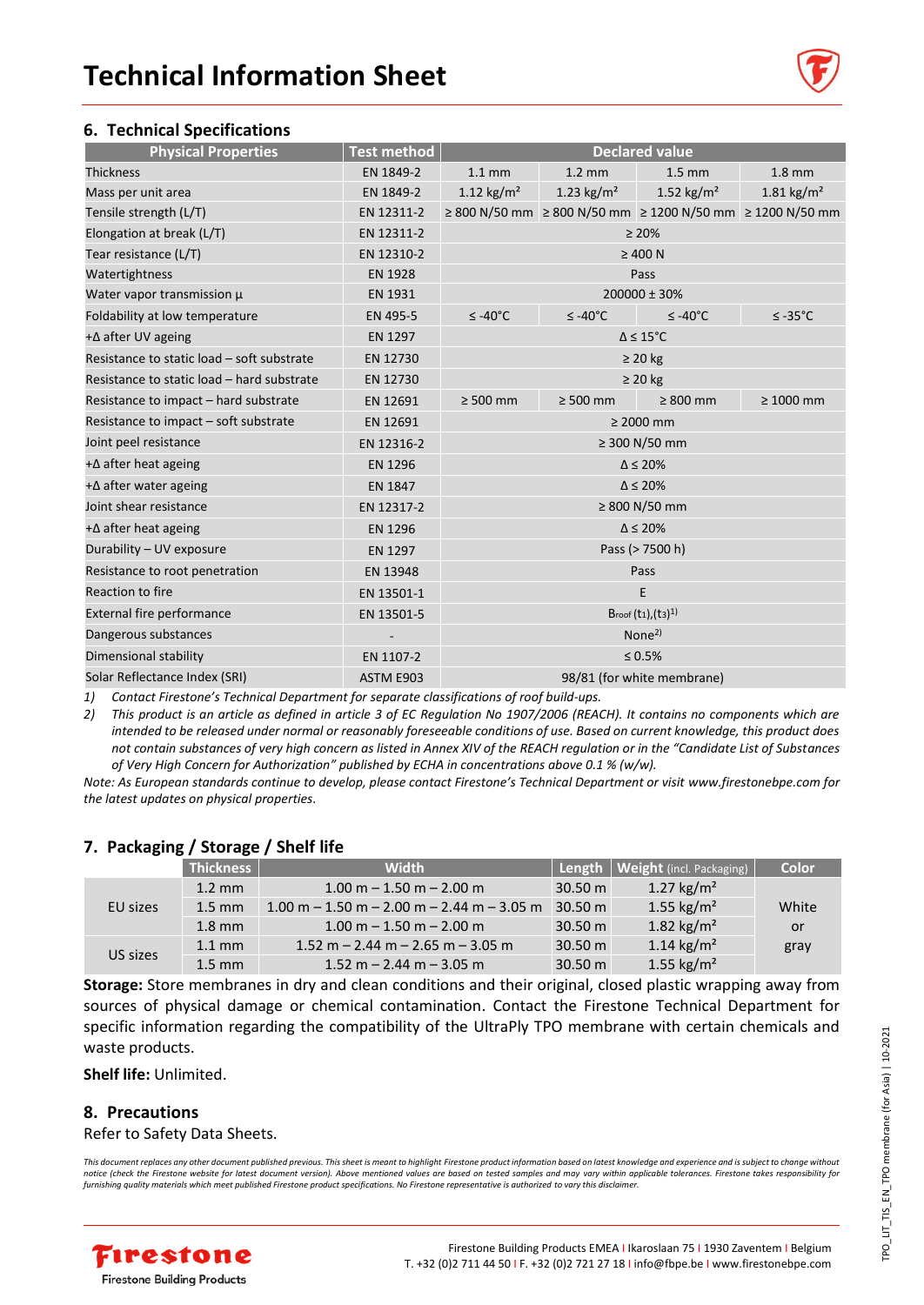# Technical Information Sheet

## 6. Technical Specifications

| Physical Properties | Test method | Declared value | | | |
|---|---|---|---|---|---|
| Thickness | EN 1849-2 | 1.1 mm | 1.2 mm | 1.5 mm | 1.8 mm |
| Mass per unit area | EN 1849-2 | 1.12 kg/m² | 1.23 kg/m² | 1.52 kg/m² | 1.81 kg/m² |
| Tensile strength (L/T) | EN 12311-2 | ≥ 800 N/50 mm | ≥ 800 N/50 mm | ≥ 1200 N/50 mm | ≥ 1200 N/50 mm |
| Elongation at break (L/T) | EN 12311-2 | ≥ 20% | | | |
| Tear resistance (L/T) | EN 12310-2 | ≥ 400 N | | | |
| Watertightness | EN 1928 | Pass | | | |
| Water vapor transmission µ | EN 1931 | 200000 ± 30% | | | |
| Foldability at low temperature | EN 495-5 | ≤ -40°C | ≤ -40°C | ≤ -40°C | ≤ -35°C |
| +Δ after UV ageing | EN 1297 | Δ ≤ 15°C | | | |
| Resistance to static load – soft substrate | EN 12730 | ≥ 20 kg | | | |
| Resistance to static load – hard substrate | EN 12730 | ≥ 20 kg | | | |
| Resistance to impact – hard substrate | EN 12691 | ≥ 500 mm | ≥ 500 mm | ≥ 800 mm | ≥ 1000 mm |
| Resistance to impact – soft substrate | EN 12691 | ≥ 2000 mm | | | |
| Joint peel resistance | EN 12316-2 | ≥ 300 N/50 mm | | | |
| +Δ after heat ageing | EN 1296 | Δ ≤ 20% | | | |
| +Δ after water ageing | EN 1847 | Δ ≤ 20% | | | |
| Joint shear resistance | EN 12317-2 | ≥ 800 N/50 mm | | | |
| +Δ after heat ageing | EN 1296 | Δ ≤ 20% | | | |
| Durability – UV exposure | EN 1297 | Pass (> 7500 h) | | | |
| Resistance to root penetration | EN 13948 | Pass | | | |
| Reaction to fire | EN 13501-1 | E | | | |
| External fire performance | EN 13501-5 | $B_{roof}$ ($t_1$),($t_3$)[1] | | | |
| Dangerous substances | - | None[2] | | | |
| Dimensional stability | EN 1107-2 | ≤ 0.5% | | | |
| Solar Reflectance Index (SRI) | ASTM E903 | 98/81 (for white membrane) | | | |

1) *Contact Firestone's Technical Department for separate classifications of roof build-ups.*

2) *This product is an article as defined in article 3 of EC Regulation No 1907/2006 (REACH). It contains no components which are intended to be released under normal or reasonably foreseeable conditions of use. Based on current knowledge, this product does not contain substances of very high concern as listed in Annex XIV of the REACH regulation or in the "Candidate List of Substances of Very High Concern for Authorization" published by ECHA in concentrations above 0.1 % (w/w).*

*Note: As European standards continue to develop, please contact Firestone's Technical Department or visit www.firestonebpe.com for the latest updates on physical properties.*

## 7. Packaging / Storage / Shelf life

| | Thickness | Width | Length | Weight (incl. Packaging) | Color |
|---|---|---|---|---|---|
| EU sizes | 1.2 mm | 1.00 m – 1.50 m – 2.00 m | 30.50 m | 1.27 kg/m² | White or gray |
| | 1.5 mm | 1.00 m – 1.50 m – 2.00 m – 2.44 m – 3.05 m | 30.50 m | 1.55 kg/m² | |
| | 1.8 mm | 1.00 m – 1.50 m – 2.00 m | 30.50 m | 1.82 kg/m² | |
| US sizes | 1.1 mm | 1.52 m – 2.44 m – 2.65 m – 3.05 m | 30.50 m | 1.14 kg/m² | |
| | 1.5 mm | 1.52 m – 2.44 m – 3.05 m | 30.50 m | 1.55 kg/m² | |

**Storage:** Store membranes in dry and clean conditions and their original, closed plastic wrapping away from sources of physical damage or chemical contamination. Contact the Firestone Technical Department for specific information regarding the compatibility of the UltraPly TPO membrane with certain chemicals and waste products.

**Shelf life:** Unlimited.

## 8. Precautions

Refer to Safety Data Sheets.

*This document replaces any other document published previous. This sheet is meant to highlight Firestone product information based on latest knowledge and experience and is subject to change without notice (check the Firestone website for latest document version). Above mentioned values are based on tested samples and may vary within applicable tolerances. Firestone takes responsibility for furnishing quality materials which meet published Firestone product specifications. No Firestone representative is authorized to vary this disclaimer.*

Firestone Building Products EMEA | Ikaroslaan 75 | 1930 Zaventem | Belgium
T. +32 (0)2 711 44 50 | F. +32 (0)2 721 27 18 | info@fbpe.be | www.firestonebpe.com

TPO_LIT_TIS_EN_TPO membrane (for Asia) | 10-2021